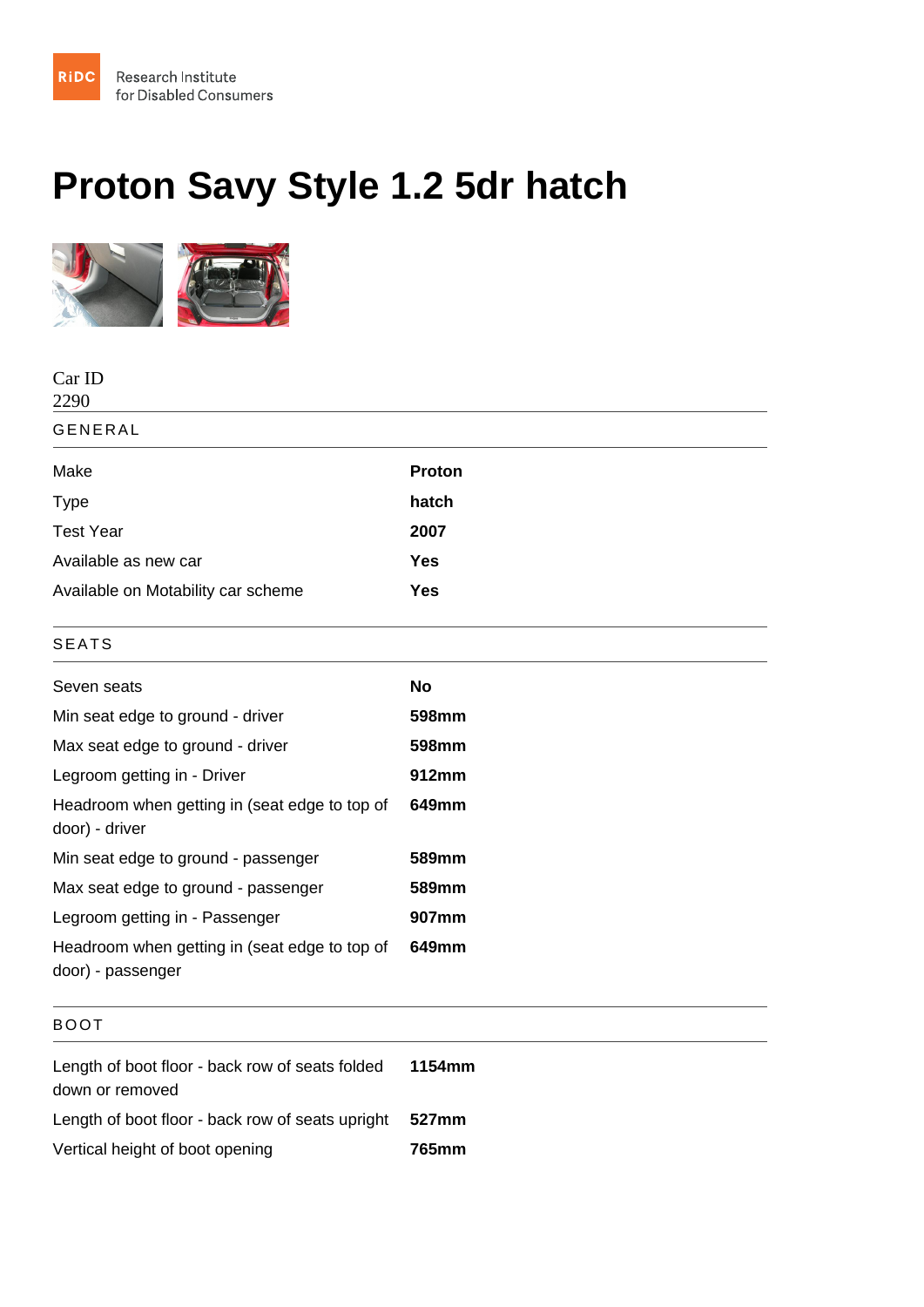Research Institute for Disabled Consumers

# Proton Savy Style 1.2 5dr hatch

Car ID
2290

## GENERAL

| | |
|---|---|
| Make | **Proton** |
| Type | **hatch** |
| Test Year | **2007** |
| Available as new car | **Yes** |
| Available on Motability car scheme | **Yes** |

## SEATS

| | |
|---|---|
| Seven seats | **No** |
| Min seat edge to ground - driver | **598mm** |
| Max seat edge to ground - driver | **598mm** |
| Legroom getting in - Driver | **912mm** |
| Headroom when getting in (seat edge to top of door) - driver | **649mm** |
| Min seat edge to ground - passenger | **589mm** |
| Max seat edge to ground - passenger | **589mm** |
| Legroom getting in - Passenger | **907mm** |
| Headroom when getting in (seat edge to top of door) - passenger | **649mm** |

## BOOT

| | |
|---|---|
| Length of boot floor - back row of seats folded down or removed | **1154mm** |
| Length of boot floor - back row of seats upright | **527mm** |
| Vertical height of boot opening | **765mm** |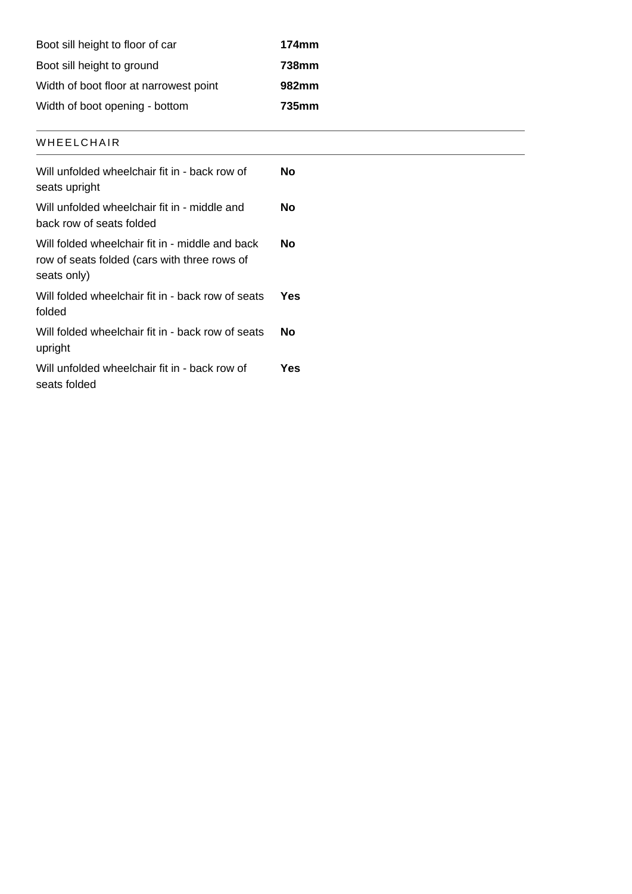| | |
|---|---|
| Boot sill height to floor of car | **174mm** |
| Boot sill height to ground | **738mm** |
| Width of boot floor at narrowest point | **982mm** |
| Width of boot opening - bottom | **735mm** |

## WHEELCHAIR

| | |
|---|---|
| Will unfolded wheelchair fit in - back row of seats upright | **No** |
| Will unfolded wheelchair fit in - middle and back row of seats folded | **No** |
| Will folded wheelchair fit in - middle and back row of seats folded (cars with three rows of seats only) | **No** |
| Will folded wheelchair fit in - back row of seats folded | **Yes** |
| Will folded wheelchair fit in - back row of seats upright | **No** |
| Will unfolded wheelchair fit in - back row of seats folded | **Yes** |